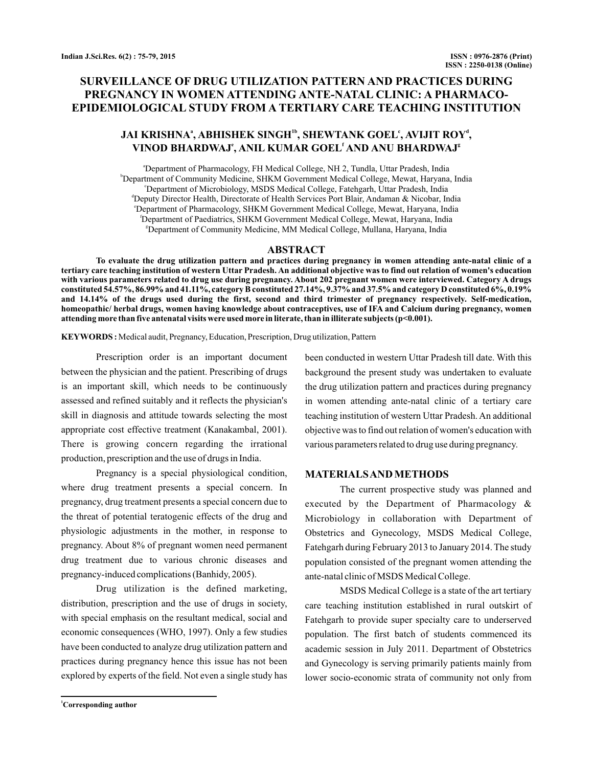# SURVEILLANCE OF DRUG UTILIZATION PATTERN AND PRACTICES DURING PREGNANCY IN WOMEN ATTENDING ANTE-NATAL CLINIC: A PHARMACO-EPIDEMIOLOGICAL STUDY FROM A TERTIARY CARE TEACHING INSTITUTION

**JAI KRISHNA[a], ABHISHEK SINGH[1b], SHEWTANK GOEL[c], AVIJIT ROY[d], VINOD BHARDWAJ[e], ANIL KUMAR GOEL[f] AND ANU BHARDWAJ[g]**

[a]Department of Pharmacology, FH Medical College, NH 2, Tundla, Uttar Pradesh, India
[b]Department of Community Medicine, SHKM Government Medical College, Mewat, Haryana, India
[c]Department of Microbiology, MSDS Medical College, Fatehgarh, Uttar Pradesh, India
[d]Deputy Director Health, Directorate of Health Services Port Blair, Andaman & Nicobar, India
[e]Department of Pharmacology, SHKM Government Medical College, Mewat, Haryana, India
[f]Department of Paediatrics, SHKM Government Medical College, Mewat, Haryana, India
[g]Department of Community Medicine, MM Medical College, Mullana, Haryana, India

## ABSTRACT

**To evaluate the drug utilization pattern and practices during pregnancy in women attending ante-natal clinic of a tertiary care teaching institution of western Uttar Pradesh. An additional objective was to find out relation of women's education with various parameters related to drug use during pregnancy. About 202 pregnant women were interviewed. Category A drugs constituted 54.57%, 86.99% and 41.11%, category B constituted 27.14%, 9.37% and 37.5% and category D constituted 6%, 0.19% and 14.14% of the drugs used during the first, second and third trimester of pregnancy respectively. Self-medication, homeopathic/ herbal drugs, women having knowledge about contraceptives, use of IFA and Calcium during pregnancy, women attending more than five antenatal visits were used more in literate, than in illiterate subjects ($p<0.001$).**

**KEYWORDS :** Medical audit, Pregnancy, Education, Prescription, Drug utilization, Pattern

Prescription order is an important document between the physician and the patient. Prescribing of drugs is an important skill, which needs to be continuously assessed and refined suitably and it reflects the physician's skill in diagnosis and attitude towards selecting the most appropriate cost effective treatment (Kanakambal, 2001). There is growing concern regarding the irrational production, prescription and the use of drugs in India.

Pregnancy is a special physiological condition, where drug treatment presents a special concern. In pregnancy, drug treatment presents a special concern due to the threat of potential teratogenic effects of the drug and physiologic adjustments in the mother, in response to pregnancy. About 8% of pregnant women need permanent drug treatment due to various chronic diseases and pregnancy-induced complications (Banhidy, 2005).

Drug utilization is the defined marketing, distribution, prescription and the use of drugs in society, with special emphasis on the resultant medical, social and economic consequences (WHO, 1997). Only a few studies have been conducted to analyze drug utilization pattern and practices during pregnancy hence this issue has not been explored by experts of the field. Not even a single study has been conducted in western Uttar Pradesh till date. With this background the present study was undertaken to evaluate the drug utilization pattern and practices during pregnancy in women attending ante-natal clinic of a tertiary care teaching institution of western Uttar Pradesh. An additional objective was to find out relation of women's education with various parameters related to drug use during pregnancy.

## MATERIALS AND METHODS

The current prospective study was planned and executed by the Department of Pharmacology & Microbiology in collaboration with Department of Obstetrics and Gynecology, MSDS Medical College, Fatehgarh during February 2013 to January 2014. The study population consisted of the pregnant women attending the ante-natal clinic of MSDS Medical College.

MSDS Medical College is a state of the art tertiary care teaching institution established in rural outskirt of Fatehgarh to provide super specialty care to underserved population. The first batch of students commenced its academic session in July 2011. Department of Obstetrics and Gynecology is serving primarily patients mainly from lower socio-economic strata of community not only from

[1]Corresponding author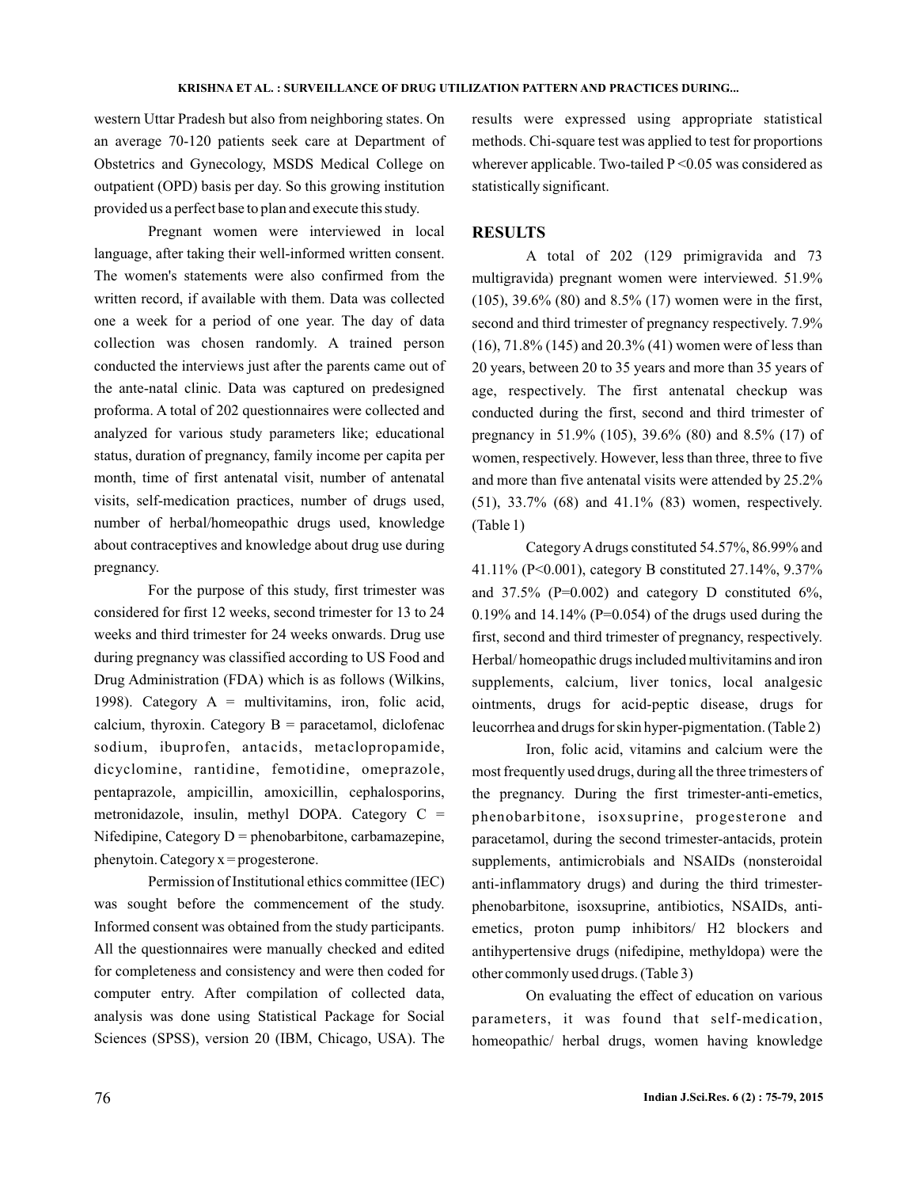western Uttar Pradesh but also from neighboring states. On an average 70-120 patients seek care at Department of Obstetrics and Gynecology, MSDS Medical College on outpatient (OPD) basis per day. So this growing institution provided us a perfect base to plan and execute this study.

Pregnant women were interviewed in local language, after taking their well-informed written consent. The women's statements were also confirmed from the written record, if available with them. Data was collected one a week for a period of one year. The day of data collection was chosen randomly. A trained person conducted the interviews just after the parents came out of the ante-natal clinic. Data was captured on predesigned proforma. A total of 202 questionnaires were collected and analyzed for various study parameters like; educational status, duration of pregnancy, family income per capita per month, time of first antenatal visit, number of antenatal visits, self-medication practices, number of drugs used, number of herbal/homeopathic drugs used, knowledge about contraceptives and knowledge about drug use during pregnancy.

For the purpose of this study, first trimester was considered for first 12 weeks, second trimester for 13 to 24 weeks and third trimester for 24 weeks onwards. Drug use during pregnancy was classified according to US Food and Drug Administration (FDA) which is as follows (Wilkins, 1998). Category A = multivitamins, iron, folic acid, calcium, thyroxin. Category B = paracetamol, diclofenac sodium, ibuprofen, antacids, metaclopropamide, dicyclomine, rantidine, femotidine, omeprazole, pentaprazole, ampicillin, amoxicillin, cephalosporins, metronidazole, insulin, methyl DOPA. Category C = Nifedipine, Category D = phenobarbitone, carbamazepine, phenytoin. Category x = progesterone.

Permission of Institutional ethics committee (IEC) was sought before the commencement of the study. Informed consent was obtained from the study participants. All the questionnaires were manually checked and edited for completeness and consistency and were then coded for computer entry. After compilation of collected data, analysis was done using Statistical Package for Social Sciences (SPSS), version 20 (IBM, Chicago, USA). The results were expressed using appropriate statistical methods. Chi-square test was applied to test for proportions wherever applicable. Two-tailed $P < 0.05$ was considered as statistically significant.

## RESULTS

A total of 202 (129 primigravida and 73 multigravida) pregnant women were interviewed. 51.9% (105), 39.6% (80) and 8.5% (17) women were in the first, second and third trimester of pregnancy respectively. 7.9% (16), 71.8% (145) and 20.3% (41) women were of less than 20 years, between 20 to 35 years and more than 35 years of age, respectively. The first antenatal checkup was conducted during the first, second and third trimester of pregnancy in 51.9% (105), 39.6% (80) and 8.5% (17) of women, respectively. However, less than three, three to five and more than five antenatal visits were attended by 25.2% (51), 33.7% (68) and 41.1% (83) women, respectively. (Table 1)

Category A drugs constituted 54.57%, 86.99% and 41.11% ($P<0.001$), category B constituted 27.14%, 9.37% and 37.5% ($P=0.002$) and category D constituted 6%, 0.19% and 14.14% ($P=0.054$) of the drugs used during the first, second and third trimester of pregnancy, respectively. Herbal/ homeopathic drugs included multivitamins and iron supplements, calcium, liver tonics, local analgesic ointments, drugs for acid-peptic disease, drugs for leucorrhea and drugs for skin hyper-pigmentation. (Table 2)

Iron, folic acid, vitamins and calcium were the most frequently used drugs, during all the three trimesters of the pregnancy. During the first trimester-anti-emetics, phenobarbitone, isoxsuprine, progesterone and paracetamol, during the second trimester-antacids, protein supplements, antimicrobials and NSAIDs (nonsteroidal anti-inflammatory drugs) and during the third trimester-phenobarbitone, isoxsuprine, antibiotics, NSAIDs, anti-emetics, proton pump inhibitors/ H2 blockers and antihypertensive drugs (nifedipine, methyldopa) were the other commonly used drugs. (Table 3)

On evaluating the effect of education on various parameters, it was found that self-medication, homeopathic/ herbal drugs, women having knowledge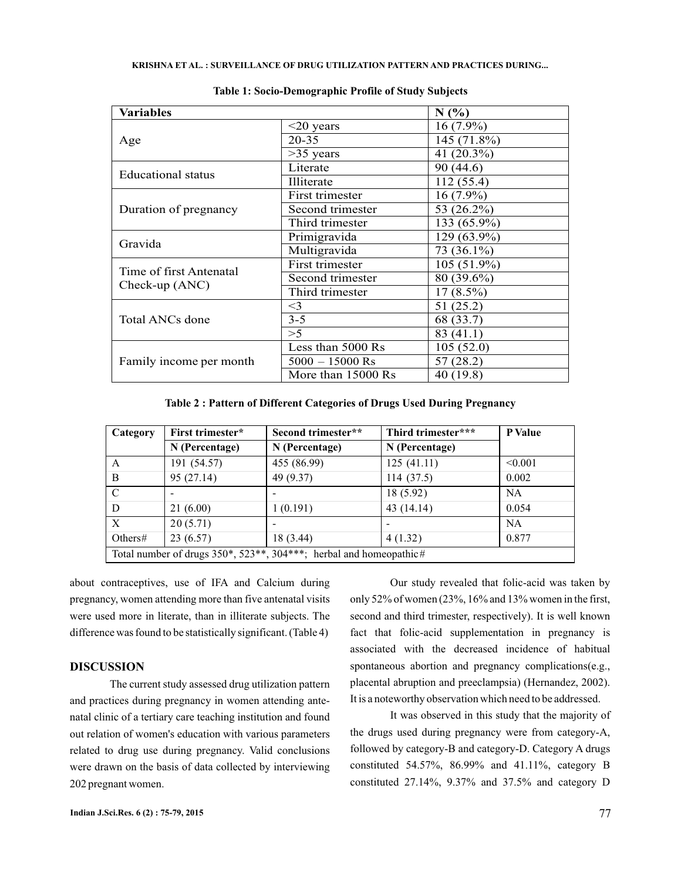**Table 1: Socio-Demographic Profile of Study Subjects**

| Variables | | N (%) |
|---|---|---|
| Age | <20 years | 16 (7.9%) |
| | 20-35 | 145 (71.8%) |
| | >35 years | 41 (20.3%) |
| Educational status | Literate | 90 (44.6) |
| | Illiterate | 112 (55.4) |
| Duration of pregnancy | First trimester | 16 (7.9%) |
| | Second trimester | 53 (26.2%) |
| | Third trimester | 133 (65.9%) |
| Gravida | Primigravida | 129 (63.9%) |
| | Multigravida | 73 (36.1%) |
| Time of first Antenatal Check-up (ANC) | First trimester | 105 (51.9%) |
| | Second trimester | 80 (39.6%) |
| | Third trimester | 17 (8.5%) |
| Total ANCs done | <3 | 51 (25.2) |
| | 3-5 | 68 (33.7) |
| | >5 | 83 (41.1) |
| Family income per month | Less than 5000 Rs | 105 (52.0) |
| | 5000 – 15000 Rs | 57 (28.2) |
| | More than 15000 Rs | 40 (19.8) |

**Table 2 : Pattern of Different Categories of Drugs Used During Pregnancy**

| Category | First trimester* | Second trimester** | Third trimester*** | P Value |
|---|---|---|---|---|
| | N (Percentage) | N (Percentage) | N (Percentage) | |
| A | 191 (54.57) | 455 (86.99) | 125 (41.11) | <0.001 |
| B | 95 (27.14) | 49 (9.37) | 114 (37.5) | 0.002 |
| C | - | - | 18 (5.92) | NA |
| D | 21 (6.00) | 1 (0.191) | 43 (14.14) | 0.054 |
| X | 20 (5.71) | - | - | NA |
| Others# | 23 (6.57) | 18 (3.44) | 4 (1.32) | 0.877 |
| Total number of drugs 350*, 523**, 304***; herbal and homeopathic# | | | | |

about contraceptives, use of IFA and Calcium during pregnancy, women attending more than five antenatal visits were used more in literate, than in illiterate subjects. The difference was found to be statistically significant. (Table 4)

## DISCUSSION

The current study assessed drug utilization pattern and practices during pregnancy in women attending antenatal clinic of a tertiary care teaching institution and found out relation of women's education with various parameters related to drug use during pregnancy. Valid conclusions were drawn on the basis of data collected by interviewing 202 pregnant women.

Our study revealed that folic-acid was taken by only 52% of women (23%, 16% and 13% women in the first, second and third trimester, respectively). It is well known fact that folic-acid supplementation in pregnancy is associated with the decreased incidence of habitual spontaneous abortion and pregnancy complications(e.g., placental abruption and preeclampsia) (Hernandez, 2002). It is a noteworthy observation which need to be addressed.

It was observed in this study that the majority of the drugs used during pregnancy were from category-A, followed by category-B and category-D. Category A drugs constituted 54.57%, 86.99% and 41.11%, category B constituted 27.14%, 9.37% and 37.5% and category D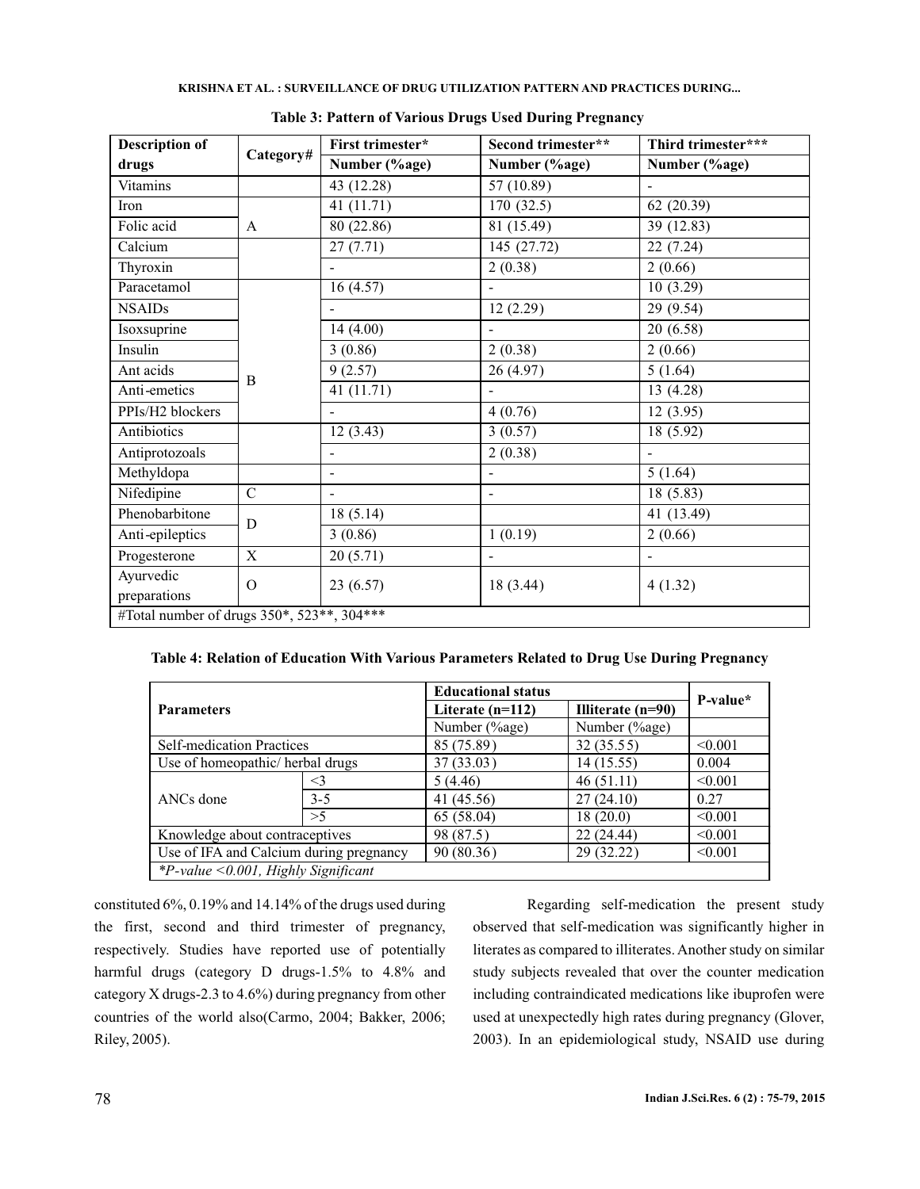**Table 3: Pattern of Various Drugs Used During Pregnancy**

| Description of drugs | Category# | First trimester* Number (%age) | Second trimester** Number (%age) | Third trimester*** Number (%age) |
|---|---|---|---|---|
| Vitamins | A | 43 (12.28) | 57 (10.89) | - |
| Iron | | 41 (11.71) | 170 (32.5) | 62 (20.39) |
| Folic acid | | 80 (22.86) | 81 (15.49) | 39 (12.83) |
| Calcium | | 27 (7.71) | 145 (27.72) | 22 (7.24) |
| Thyroxin | | - | 2 (0.38) | 2 (0.66) |
| Paracetamol | B | 16 (4.57) | - | 10 (3.29) |
| NSAIDs | | - | 12 (2.29) | 29 (9.54) |
| Isoxsuprine | | 14 (4.00) | - | 20 (6.58) |
| Insulin | | 3 (0.86) | 2 (0.38) | 2 (0.66) |
| Ant acids | | 9 (2.57) | 26 (4.97) | 5 (1.64) |
| Anti-emetics | | 41 (11.71) | - | 13 (4.28) |
| PPIs/H2 blockers | | - | 4 (0.76) | 12 (3.95) |
| Antibiotics | | 12 (3.43) | 3 (0.57) | 18 (5.92) |
| Antiprotozoals | | - | 2 (0.38) | - |
| Methyldopa | | - | - | 5 (1.64) |
| Nifedipine | C | - | - | 18 (5.83) |
| Phenobarbitone | D | 18 (5.14) | | 41 (13.49) |
| Anti-epileptics | | 3 (0.86) | 1 (0.19) | 2 (0.66) |
| Progesterone | X | 20 (5.71) | - | - |
| Ayurvedic preparations | O | 23 (6.57) | 18 (3.44) | 4 (1.32) |
| #Total number of drugs 350*, 523**, 304*** | | | | |

**Table 4: Relation of Education With Various Parameters Related to Drug Use During Pregnancy**

| Parameters | | Educational status: Literate (n=112) | Illiterate (n=90) | P-value* |
|---|---|---|---|---|
| | | Number (%age) | Number (%age) | |
| Self-medication Practices | | 85 (75.89) | 32 (35.55) | <0.001 |
| Use of homeopathic/ herbal drugs | | 37 (33.03) | 14 (15.55) | 0.004 |
| ANCs done | <3 | 5 (4.46) | 46 (51.11) | <0.001 |
| | 3-5 | 41 (45.56) | 27 (24.10) | 0.27 |
| | >5 | 65 (58.04) | 18 (20.0) | <0.001 |
| Knowledge about contraceptives | | 98 (87.5) | 22 (24.44) | <0.001 |
| Use of IFA and Calcium during pregnancy | | 90 (80.36) | 29 (32.22) | <0.001 |
| *\*P-value <0.001, Highly Significant* | | | | |

constituted 6%, 0.19% and 14.14% of the drugs used during the first, second and third trimester of pregnancy, respectively. Studies have reported use of potentially harmful drugs (category D drugs-1.5% to 4.8% and category X drugs-2.3 to 4.6%) during pregnancy from other countries of the world also(Carmo, 2004; Bakker, 2006; Riley, 2005).

Regarding self-medication the present study observed that self-medication was significantly higher in literates as compared to illiterates. Another study on similar study subjects revealed that over the counter medication including contraindicated medications like ibuprofen were used at unexpectedly high rates during pregnancy (Glover, 2003). In an epidemiological study, NSAID use during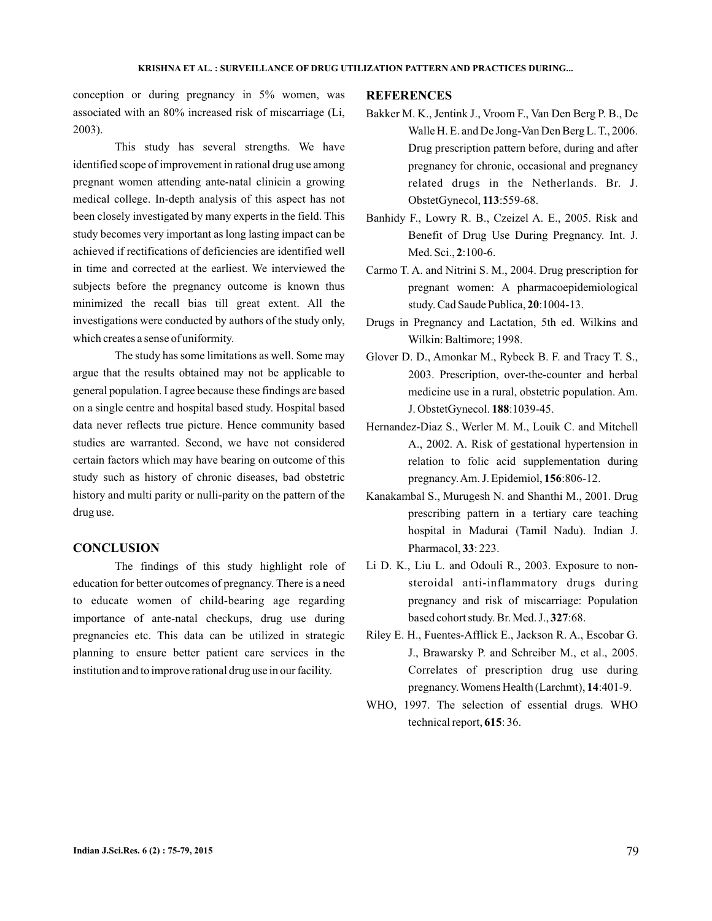conception or during pregnancy in 5% women, was associated with an 80% increased risk of miscarriage (Li, 2003).

This study has several strengths. We have identified scope of improvement in rational drug use among pregnant women attending ante-natal clinicin a growing medical college. In-depth analysis of this aspect has not been closely investigated by many experts in the field. This study becomes very important as long lasting impact can be achieved if rectifications of deficiencies are identified well in time and corrected at the earliest. We interviewed the subjects before the pregnancy outcome is known thus minimized the recall bias till great extent. All the investigations were conducted by authors of the study only, which creates a sense of uniformity.

The study has some limitations as well. Some may argue that the results obtained may not be applicable to general population. I agree because these findings are based on a single centre and hospital based study. Hospital based data never reflects true picture. Hence community based studies are warranted. Second, we have not considered certain factors which may have bearing on outcome of this study such as history of chronic diseases, bad obstetric history and multi parity or nulli-parity on the pattern of the drug use.

## CONCLUSION

The findings of this study highlight role of education for better outcomes of pregnancy. There is a need to educate women of child-bearing age regarding importance of ante-natal checkups, drug use during pregnancies etc. This data can be utilized in strategic planning to ensure better patient care services in the institution and to improve rational drug use in our facility.

## REFERENCES

Bakker M. K., Jentink J., Vroom F., Van Den Berg P. B., De Walle H. E. and De Jong-Van Den Berg L. T., 2006. Drug prescription pattern before, during and after pregnancy for chronic, occasional and pregnancy related drugs in the Netherlands. Br. J. ObstetGynecol, **113**:559-68.

Banhidy F., Lowry R. B., Czeizel A. E., 2005. Risk and Benefit of Drug Use During Pregnancy. Int. J. Med. Sci., **2**:100-6.

Carmo T. A. and Nitrini S. M., 2004. Drug prescription for pregnant women: A pharmacoepidemiological study. Cad Saude Publica, **20**:1004-13.

Drugs in Pregnancy and Lactation, 5th ed. Wilkins and Wilkin: Baltimore; 1998.

Glover D. D., Amonkar M., Rybeck B. F. and Tracy T. S., 2003. Prescription, over-the-counter and herbal medicine use in a rural, obstetric population. Am. J. ObstetGynecol. **188**:1039-45.

Hernandez-Diaz S., Werler M. M., Louik C. and Mitchell A., 2002. A. Risk of gestational hypertension in relation to folic acid supplementation during pregnancy. Am. J. Epidemiol, **156**:806-12.

Kanakambal S., Murugesh N. and Shanthi M., 2001. Drug prescribing pattern in a tertiary care teaching hospital in Madurai (Tamil Nadu). Indian J. Pharmacol, **33**: 223.

Li D. K., Liu L. and Odouli R., 2003. Exposure to non-steroidal anti-inflammatory drugs during pregnancy and risk of miscarriage: Population based cohort study. Br. Med. J., **327**:68.

Riley E. H., Fuentes-Afflick E., Jackson R. A., Escobar G. J., Brawarsky P. and Schreiber M., et al., 2005. Correlates of prescription drug use during pregnancy. Womens Health (Larchmt), **14**:401-9.

WHO, 1997. The selection of essential drugs. WHO technical report, **615**: 36.